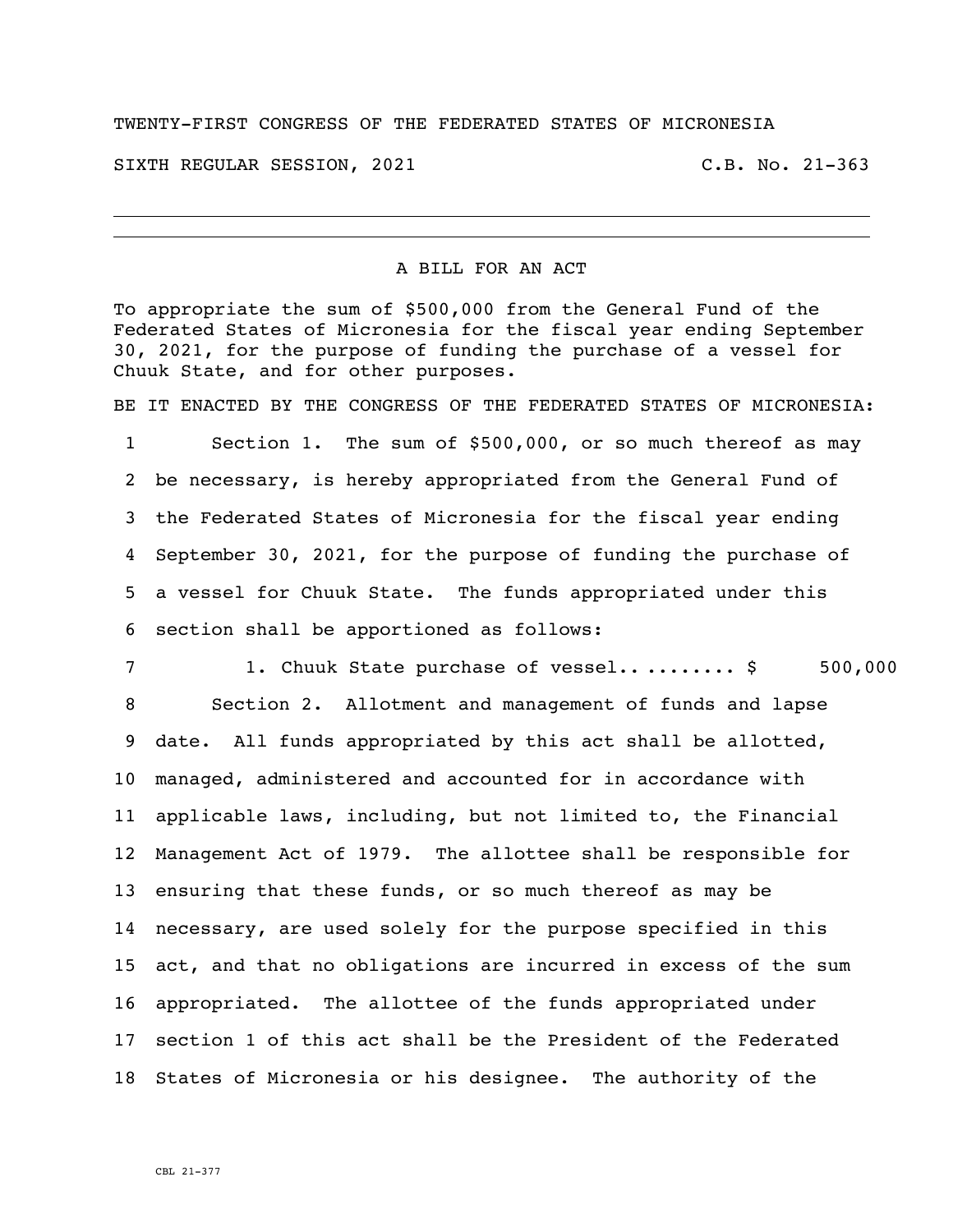TWENTY-FIRST CONGRESS OF THE FEDERATED STATES OF MICRONESIA

SIXTH REGULAR SESSION, 2021 C.B. No. 21-363

---

## A BILL FOR AN ACT

To appropriate the sum of $500,000 from the General Fund of the Federated States of Micronesia for the fiscal year ending September 30, 2021, for the purpose of funding the purchase of a vessel for Chuuk State, and for other purposes.

BE IT ENACTED BY THE CONGRESS OF THE FEDERATED STATES OF MICRONESIA:

1 Section 1. The sum of $500,000, or so much thereof as may
2 be necessary, is hereby appropriated from the General Fund of
3 the Federated States of Micronesia for the fiscal year ending
4 September 30, 2021, for the purpose of funding the purchase of
5 a vessel for Chuuk State. The funds appropriated under this
6 section shall be apportioned as follows:

7 1. Chuuk State purchase of vessel.. ........ $ 500,000

8 Section 2. Allotment and management of funds and lapse
9 date. All funds appropriated by this act shall be allotted,
10 managed, administered and accounted for in accordance with
11 applicable laws, including, but not limited to, the Financial
12 Management Act of 1979. The allottee shall be responsible for
13 ensuring that these funds, or so much thereof as may be
14 necessary, are used solely for the purpose specified in this
15 act, and that no obligations are incurred in excess of the sum
16 appropriated. The allottee of the funds appropriated under
17 section 1 of this act shall be the President of the Federated
18 States of Micronesia or his designee. The authority of the

CBL 21-377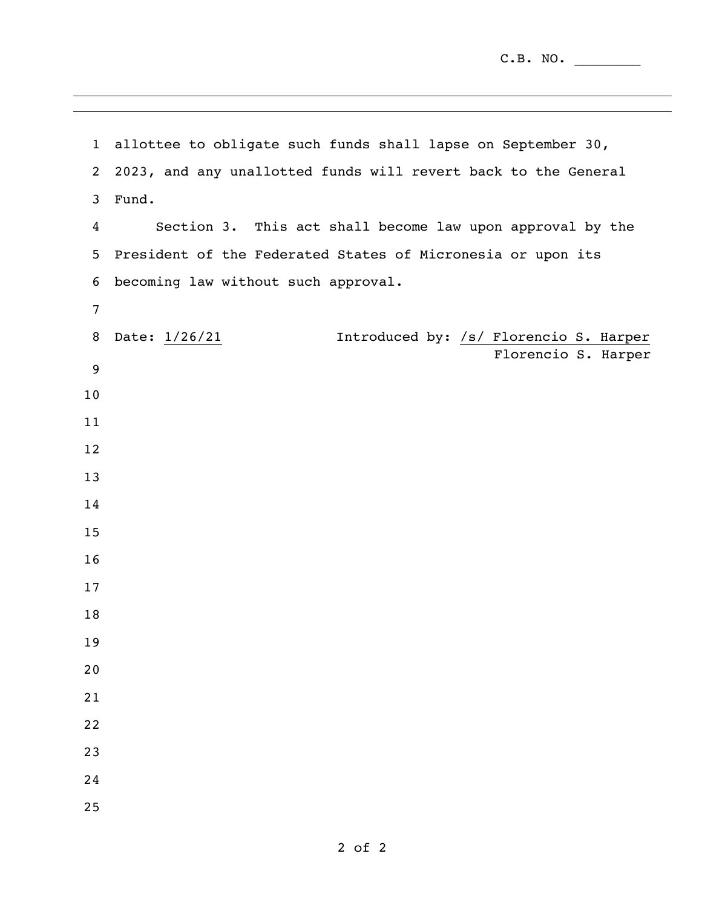allottee to obligate such funds shall lapse on September 30, 2023, and any unallotted funds will revert back to the General Fund.

Section 3. This act shall become law upon approval by the President of the Federated States of Micronesia or upon its becoming law without such approval.

Date: 1/26/21

Introduced by: /s/ Florencio S. Harper
Florencio S. Harper